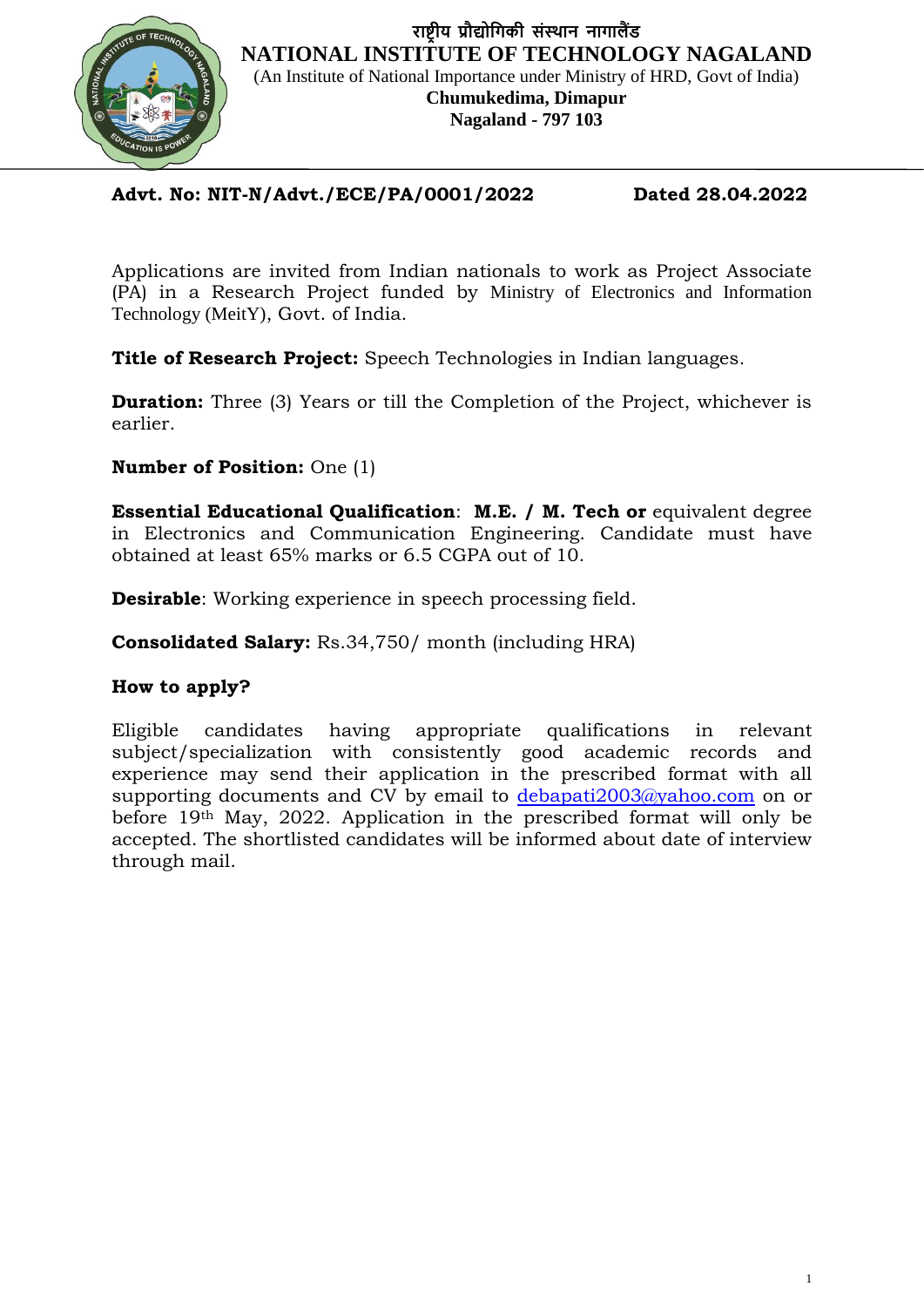राष्ट्रीय प्रौद्योगिकी संस्थान नागालैंड

# NATIONAL INSTITUTE OF TECHNOLOGY NAGALAND

(An Institute of National Importance under Ministry of HRD, Govt of India)

**Chumukedima, Dimapur**

**Nagaland - 797 103**

---

**Advt. No: NIT-N/Advt./ECE/PA/0001/2022** **Dated 28.04.2022**

Applications are invited from Indian nationals to work as Project Associate (PA) in a Research Project funded by Ministry of Electronics and Information Technology (MeitY), Govt. of India.

**Title of Research Project:** Speech Technologies in Indian languages.

**Duration:** Three (3) Years or till the Completion of the Project, whichever is earlier.

**Number of Position:** One (1)

**Essential Educational Qualification**: **M.E. / M. Tech or** equivalent degree in Electronics and Communication Engineering. Candidate must have obtained at least 65% marks or 6.5 CGPA out of 10.

**Desirable**: Working experience in speech processing field.

**Consolidated Salary:** Rs.34,750/ month (including HRA)

**How to apply?**

Eligible candidates having appropriate qualifications in relevant subject/specialization with consistently good academic records and experience may send their application in the prescribed format with all supporting documents and CV by email to debapati2003@yahoo.com on or before 19th May, 2022. Application in the prescribed format will only be accepted. The shortlisted candidates will be informed about date of interview through mail.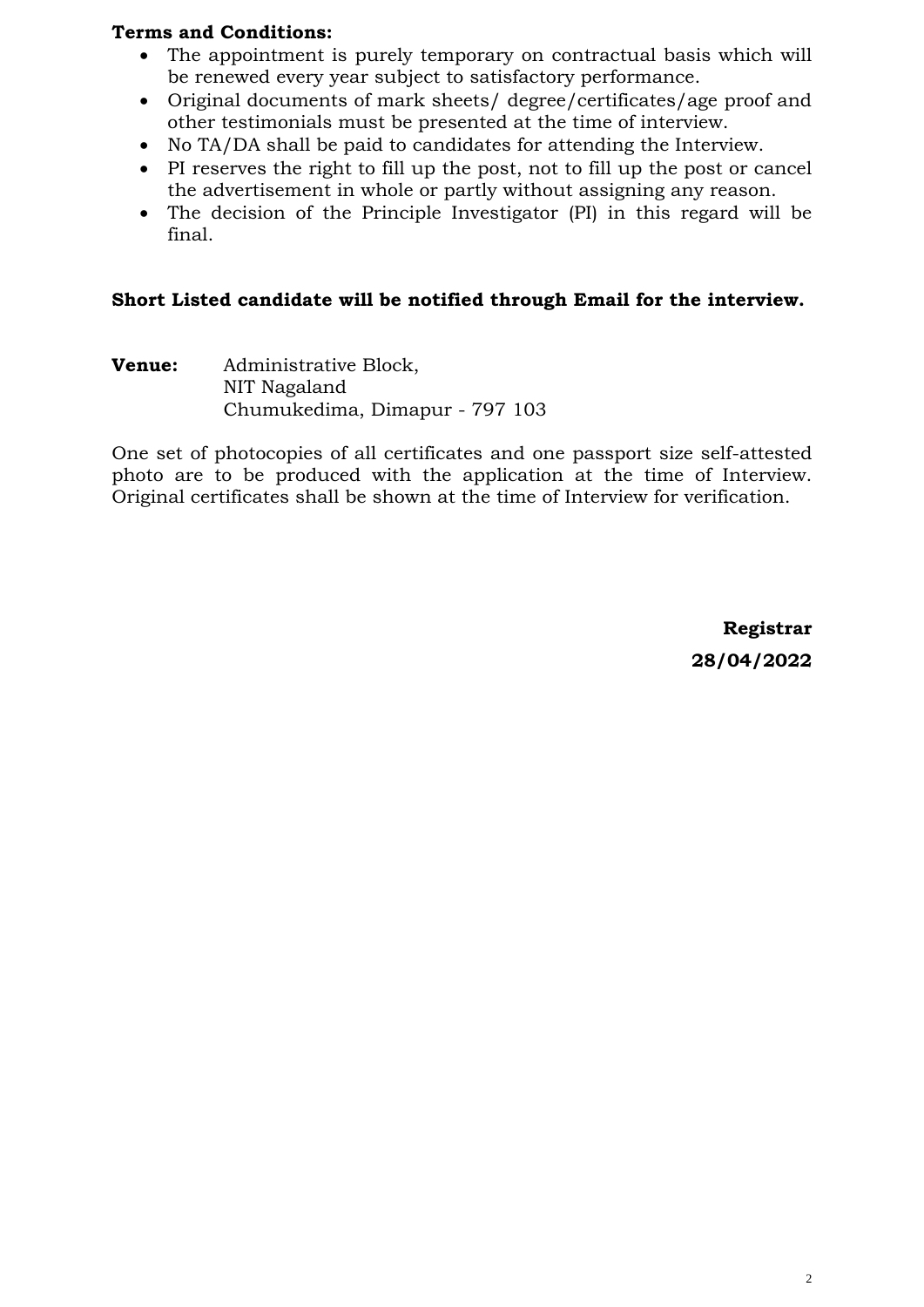**Terms and Conditions:**

- The appointment is purely temporary on contractual basis which will be renewed every year subject to satisfactory performance.
- Original documents of mark sheets/ degree/certificates/age proof and other testimonials must be presented at the time of interview.
- No TA/DA shall be paid to candidates for attending the Interview.
- PI reserves the right to fill up the post, not to fill up the post or cancel the advertisement in whole or partly without assigning any reason.
- The decision of the Principle Investigator (PI) in this regard will be final.

**Short Listed candidate will be notified through Email for the interview.**

**Venue:** Administrative Block,
NIT Nagaland
Chumukedima, Dimapur - 797 103

One set of photocopies of all certificates and one passport size self-attested photo are to be produced with the application at the time of Interview. Original certificates shall be shown at the time of Interview for verification.

**Registrar**

**28/04/2022**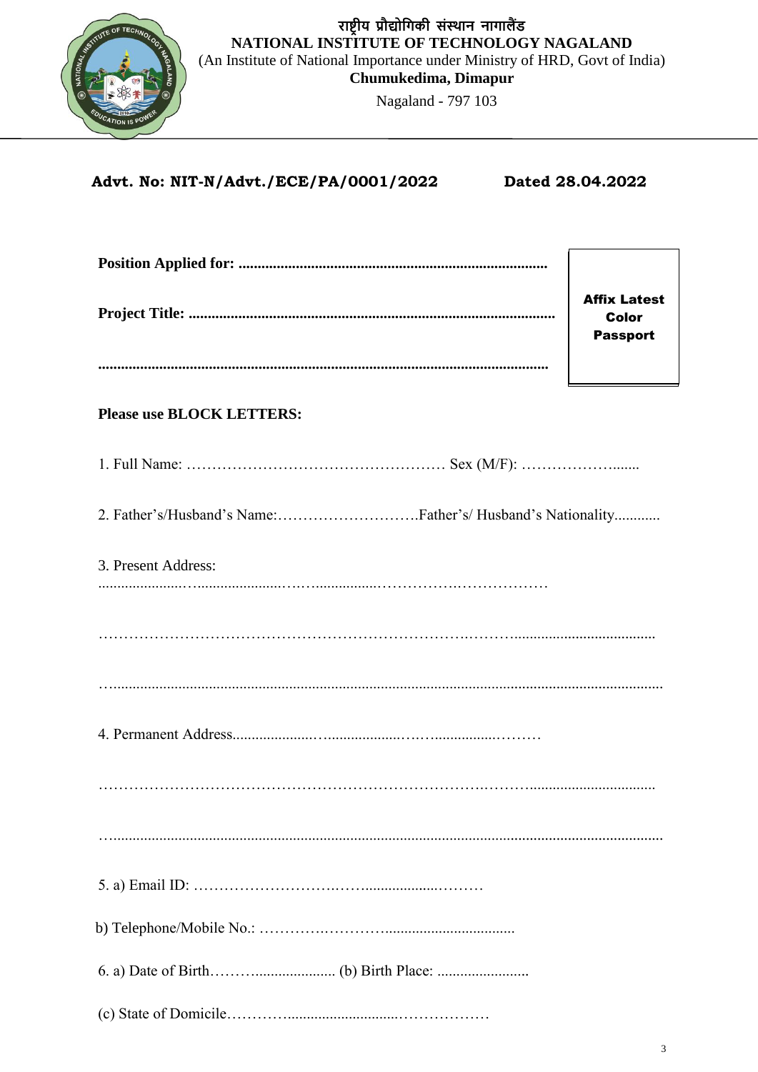# राष्ट्रीय प्रौद्योगिकी संस्थान नागालैंड

## NATIONAL INSTITUTE OF TECHNOLOGY NAGALAND

(An Institute of National Importance under Ministry of HRD, Govt of India)

**Chumukedima, Dimapur**

Nagaland - 797 103

**Advt. No: NIT-N/Advt./ECE/PA/0001/2022** **Dated 28.04.2022**

**Position Applied for: ................................................................................**

**Project Title: ...............................................................................................**

**....................................................................................................................**

**Affix Latest Color Passport**

**Please use BLOCK LETTERS:**

1. Full Name: …………………………………………… Sex (M/F): ………………........

2. Father's/Husband's Name:……………………….Father's/ Husband's Nationality............

3. Present Address: ......................….....................……….................……………….………………

………………………………………………………………….………......................................

…...............................................................................................................................................

4. Permanent Address.....................…...................……................………

………………………………………………………………….………................................

…...............................................................................................................................................

5. a) Email ID: ……………………….……..................………

b) Telephone/Mobile No.: ………….…………..................................

6. a) Date of Birth……….................... (b) Birth Place: .......................

(c) State of Domicile………….............................………………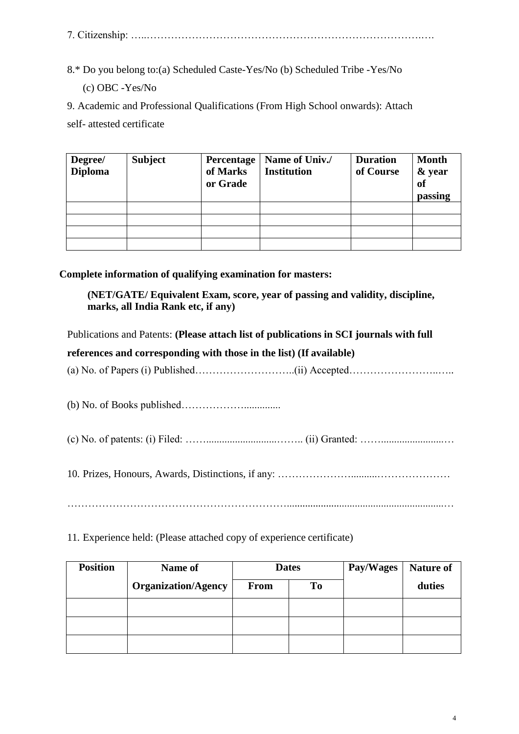7. Citizenship: …..…………………………………………………………………….….

8.* Do you belong to:(a) Scheduled Caste-Yes/No (b) Scheduled Tribe -Yes/No
(c) OBC -Yes/No

9. Academic and Professional Qualifications (From High School onwards): Attach self- attested certificate

| Degree/ Diploma | Subject | Percentage of Marks or Grade | Name of Univ./ Institution | Duration of Course | Month & year of passing |
|---|---|---|---|---|---|
| | | | | | |
| | | | | | |
| | | | | | |
| | | | | | |

**Complete information of qualifying examination for masters:**

**(NET/GATE/ Equivalent Exam, score, year of passing and validity, discipline, marks, all India Rank etc, if any)**

Publications and Patents: **(Please attach list of publications in SCI journals with full references and corresponding with those in the list) (If available)**

(a) No. of Papers (i) Published………………………..(ii) Accepted……………………..…..

(b) No. of Books published………………..............

(c) No. of patents: (i) Filed: ……...........................…….. (ii) Granted: …….......................…

10. Prizes, Honours, Awards, Distinctions, if any: …………………..........…………………

……………………………………………………….............................................................…

11. Experience held: (Please attached copy of experience certificate)

| Position | Name of Organization/Agency | Dates | | Pay/Wages | Nature of duties |
|---|---|---|---|---|---|
| | | From | To | | |
| | | | | | |
| | | | | | |
| | | | | | |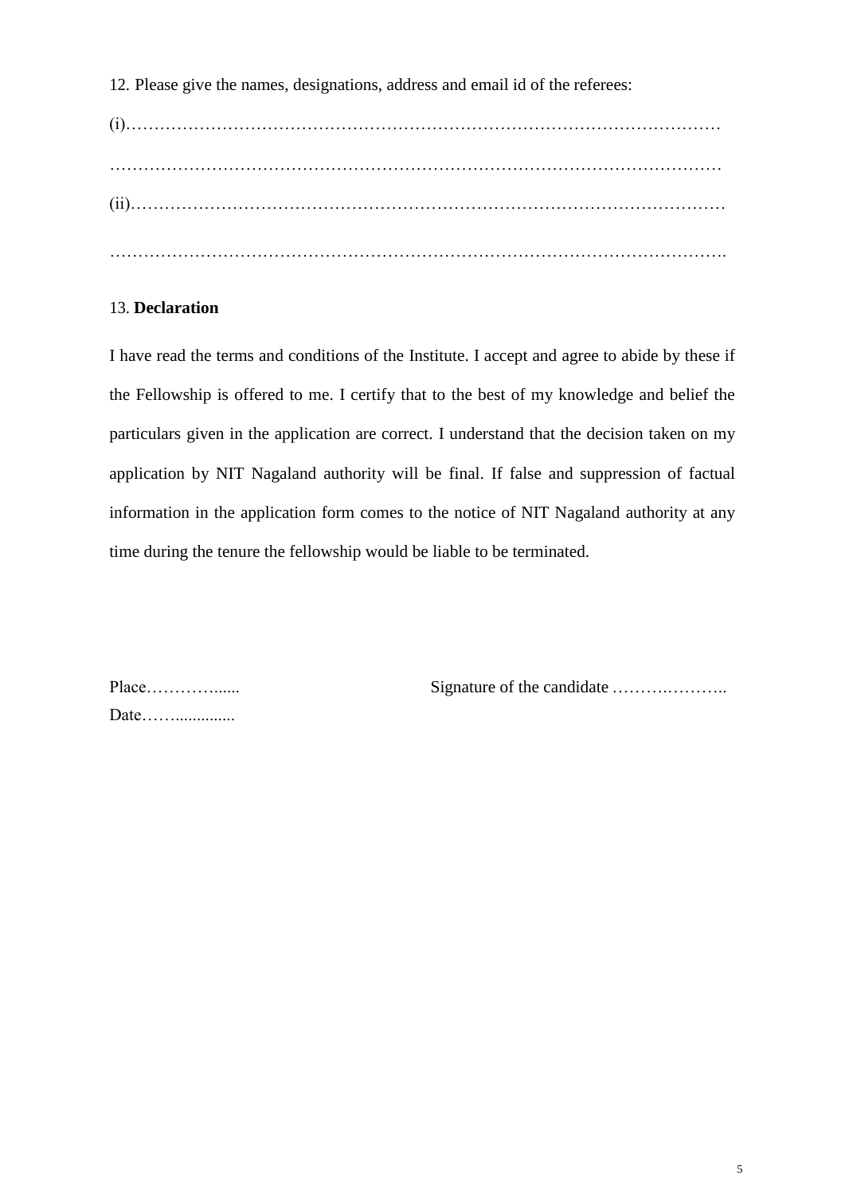12. Please give the names, designations, address and email id of the referees:

(i)…………………………………………………………………………………………

……………………………………………………………………………………………

(ii)…………………………………………………………………………………………

…………………………………………………………………………………………….

13. **Declaration**

I have read the terms and conditions of the Institute. I accept and agree to abide by these if the Fellowship is offered to me. I certify that to the best of my knowledge and belief the particulars given in the application are correct. I understand that the decision taken on my application by NIT Nagaland authority will be final. If false and suppression of factual information in the application form comes to the notice of NIT Nagaland authority at any time during the tenure the fellowship would be liable to be terminated.

Place…………......

Date……..............

Signature of the candidate ……….………..